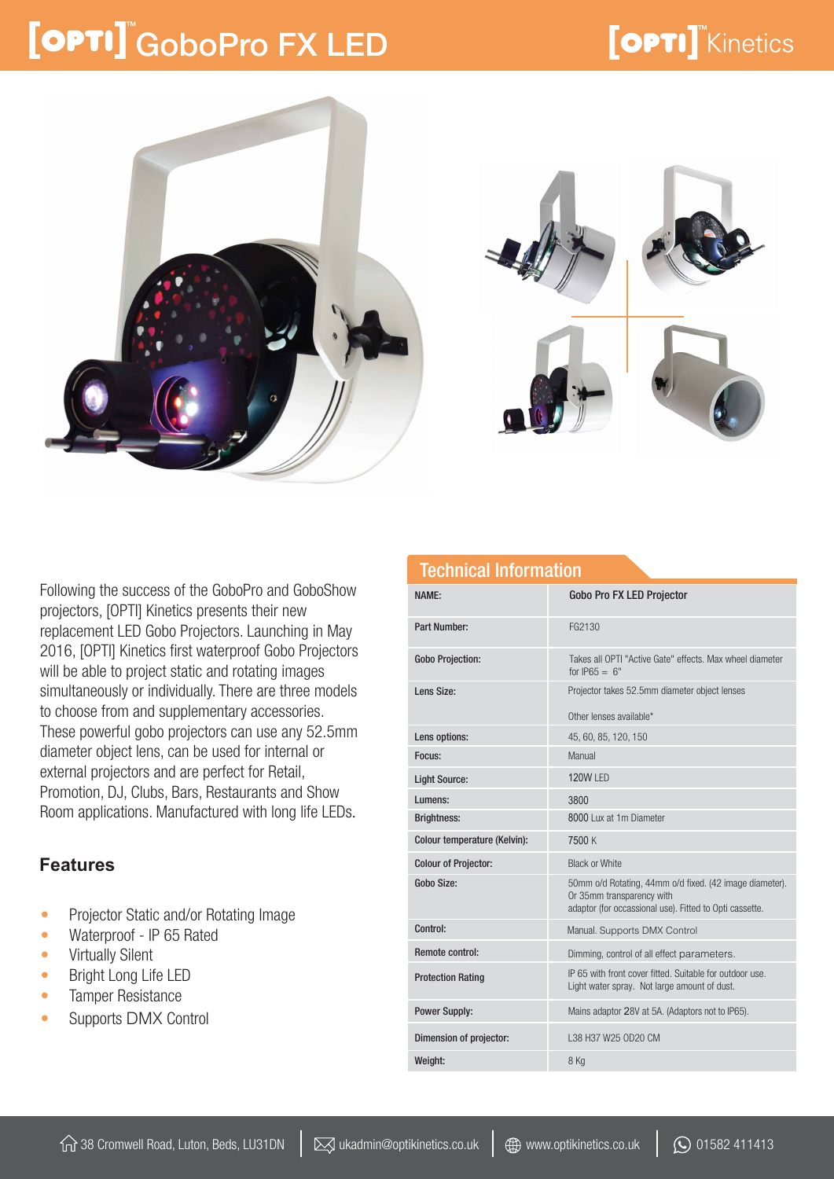# [OPTI]™ GoboPro FX LED

[OPTI]™ Kinetics

Following the success of the GoboPro and GoboShow projectors, [OPTI] Kinetics presents their new replacement LED Gobo Projectors. Launching in May 2016, [OPTI] Kinetics first waterproof Gobo Projectors will be able to project static and rotating images simultaneously or individually. There are three models to choose from and supplementary accessories. These powerful gobo projectors can use any 52.5mm diameter object lens, can be used for internal or external projectors and are perfect for Retail, Promotion, DJ, Clubs, Bars, Restaurants and Show Room applications. Manufactured with long life LEDs.

## Features

- Projector Static and/or Rotating Image
- Waterproof - IP 65 Rated
- Virtually Silent
- Bright Long Life LED
- Tamper Resistance
- Supports DMX Control

## Technical Information

| | |
|---|---|
| **NAME:** | **Gobo Pro FX LED Projector** |
| **Part Number:** | FG2130 |
| **Gobo Projection:** | Takes all OPTI "Active Gate" effects. Max wheel diameter for IP65 = 6" |
| **Lens Size:** | Projector takes 52.5mm diameter object lenses<br>Other lenses available* |
| **Lens options:** | 45, 60, 85, 120, 150 |
| **Focus:** | Manual |
| **Light Source:** | 120W LED |
| **Lumens:** | 3800 |
| **Brightness:** | 8000 Lux at 1m Diameter |
| **Colour temperature (Kelvin):** | 7500 K |
| **Colour of Projector:** | Black or White |
| **Gobo Size:** | 50mm o/d Rotating, 44mm o/d fixed. (42 image diameter). Or 35mm transparency with adaptor (for occassional use). Fitted to Opti cassette. |
| **Control:** | Manual. Supports DMX Control |
| **Remote control:** | Dimming, control of all effect parameters. |
| **Protection Rating** | IP 65 with front cover fitted. Suitable for outdoor use. Light water spray. Not large amount of dust. |
| **Power Supply:** | Mains adaptor 28V at 5A. (Adaptors not to IP65). |
| **Dimension of projector:** | L38 H37 W25 OD20 CM |
| **Weight:** | 8 Kg |

38 Cromwell Road, Luton, Beds, LU31DN | ukadmin@optikinetics.co.uk | www.optikinetics.co.uk | 01582 411413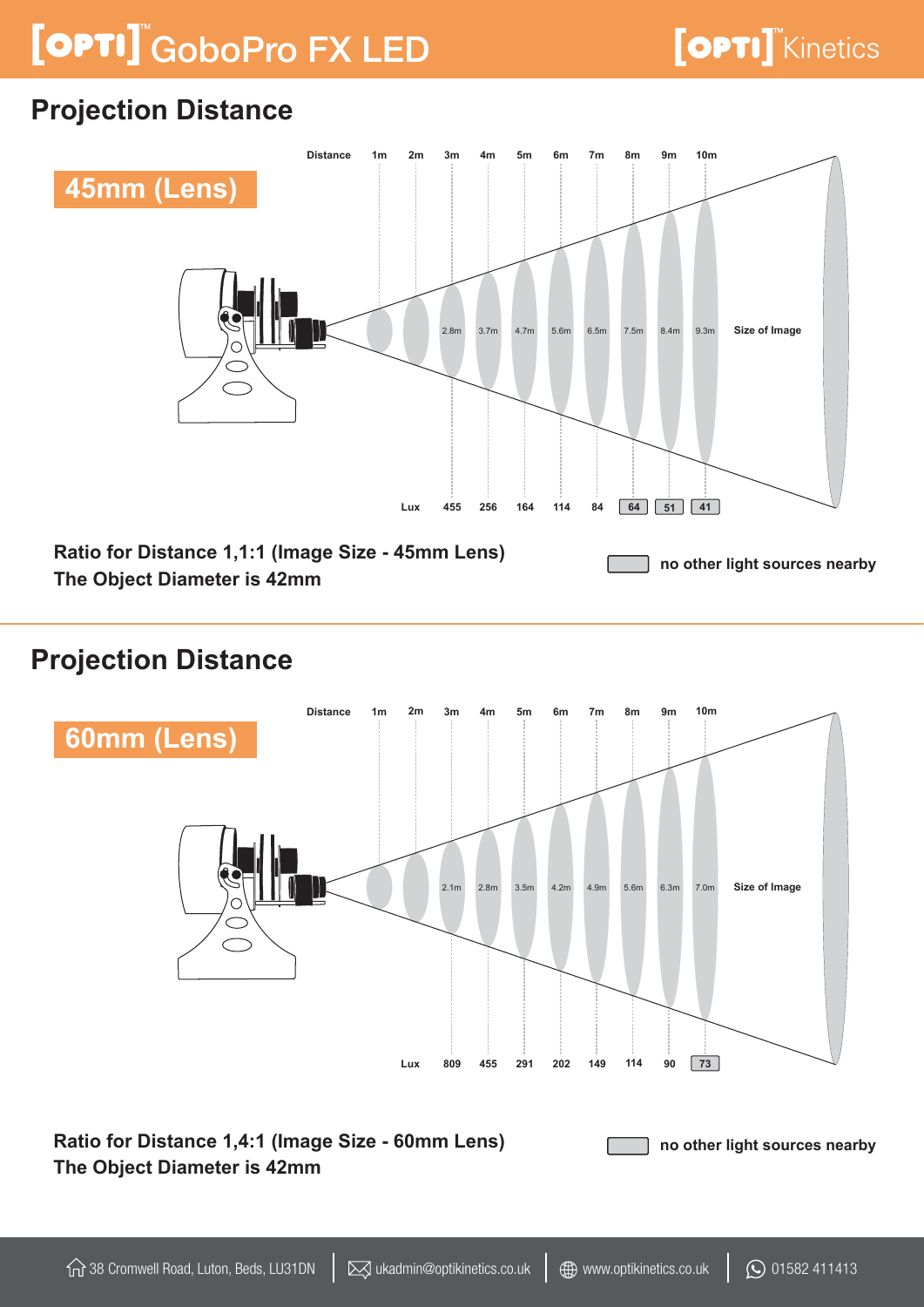# GoboPro FX LED

## Projection Distance

**45mm (Lens)**

| Distance | 1m | 2m | 3m | 4m | 5m | 6m | 7m | 8m | 9m | 10m |
|---|---|---|---|---|---|---|---|---|---|---|
| Size of Image | | | 2.8m | 3.7m | 4.7m | 5.6m | 6.5m | 7.5m | 8.4m | 9.3m |
| Lux | | | 455 | 256 | 164 | 114 | 84 | 64 | 51 | 41 |

**Ratio for Distance 1,1:1 (Image Size - 45mm Lens)**
**The Object Diameter is 42mm**

(Boxed values) **no other light sources nearby**

## Projection Distance

**60mm (Lens)**

| Distance | 1m | 2m | 3m | 4m | 5m | 6m | 7m | 8m | 9m | 10m |
|---|---|---|---|---|---|---|---|---|---|---|
| Size of Image | | | 2.1m | 2.8m | 3.5m | 4.2m | 4.9m | 5.6m | 6.3m | 7.0m |
| Lux | | | 809 | 455 | 291 | 202 | 149 | 114 | 90 | 73 |

**Ratio for Distance 1,4:1 (Image Size - 60mm Lens)**
**The Object Diameter is 42mm**

(Boxed values) **no other light sources nearby**

38 Cromwell Road, Luton, Beds, LU31DN | ukadmin@optikinetics.co.uk | www.optikinetics.co.uk | 01582 411413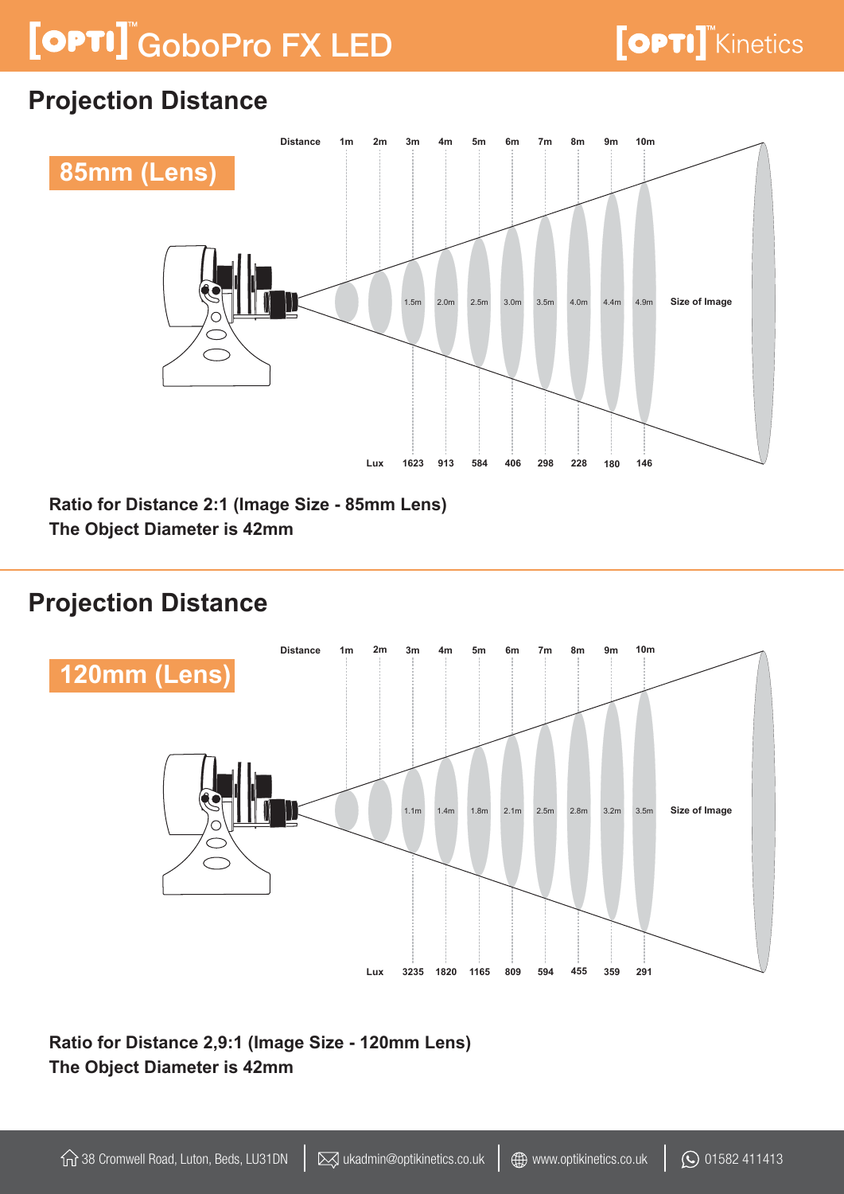# OPTI GoboPro FX LED

## Projection Distance

**85mm (Lens)**

| Distance | 1m | 2m | 3m | 4m | 5m | 6m | 7m | 8m | 9m | 10m |
|---|---|---|---|---|---|---|---|---|---|---|
| Size of Image | | | 1.5m | 2.0m | 2.5m | 3.0m | 3.5m | 4.0m | 4.4m | 4.9m |
| Lux | | | 1623 | 913 | 584 | 406 | 298 | 228 | 180 | 146 |

**Ratio for Distance 2:1 (Image Size - 85mm Lens)**
**The Object Diameter is 42mm**

## Projection Distance

**120mm (Lens)**

| Distance | 1m | 2m | 3m | 4m | 5m | 6m | 7m | 8m | 9m | 10m |
|---|---|---|---|---|---|---|---|---|---|---|
| Size of Image | | | 1.1m | 1.4m | 1.8m | 2.1m | 2.5m | 2.8m | 3.2m | 3.5m |
| Lux | | | 3235 | 1820 | 1165 | 809 | 594 | 455 | 359 | 291 |

**Ratio for Distance 2,9:1 (Image Size - 120mm Lens)**
**The Object Diameter is 42mm**

38 Cromwell Road, Luton, Beds, LU31DN | ukadmin@optikinetics.co.uk | www.optikinetics.co.uk | 01582 411413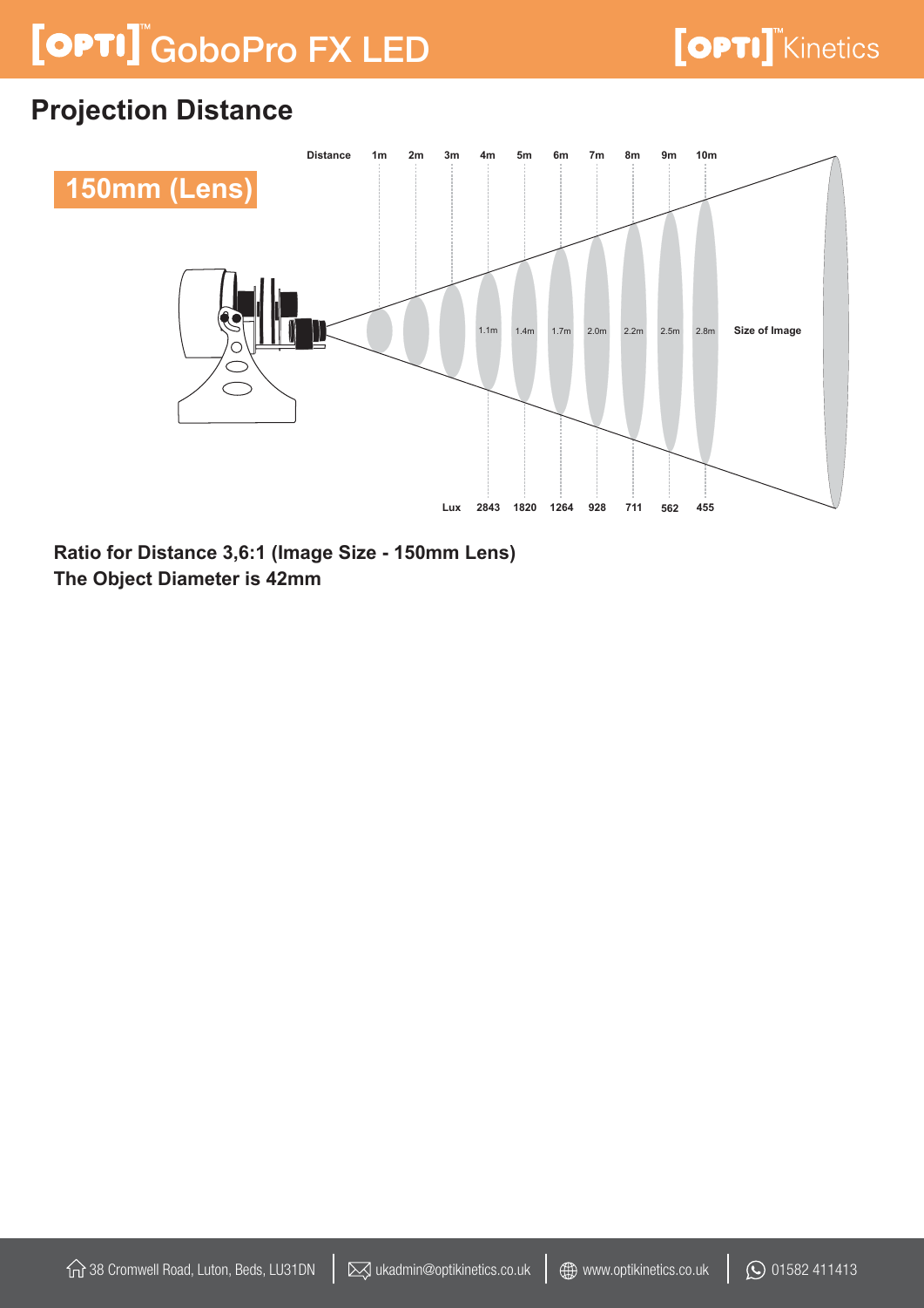# [OPTI] GoboPro FX LED

## Projection Distance

150mm (Lens)

Distance 1m 2m 3m 4m 5m 6m 7m 8m 9m 10m

1.1m 1.4m 1.7m 2.0m 2.2m 2.5m 2.8m Size of Image

Lux 2843 1820 1264 928 711 562 455

**Ratio for Distance 3,6:1 (Image Size - 150mm Lens)**
**The Object Diameter is 42mm**

38 Cromwell Road, Luton, Beds, LU31DN | ukadmin@optikinetics.co.uk | www.optikinetics.co.uk | 01582 411413